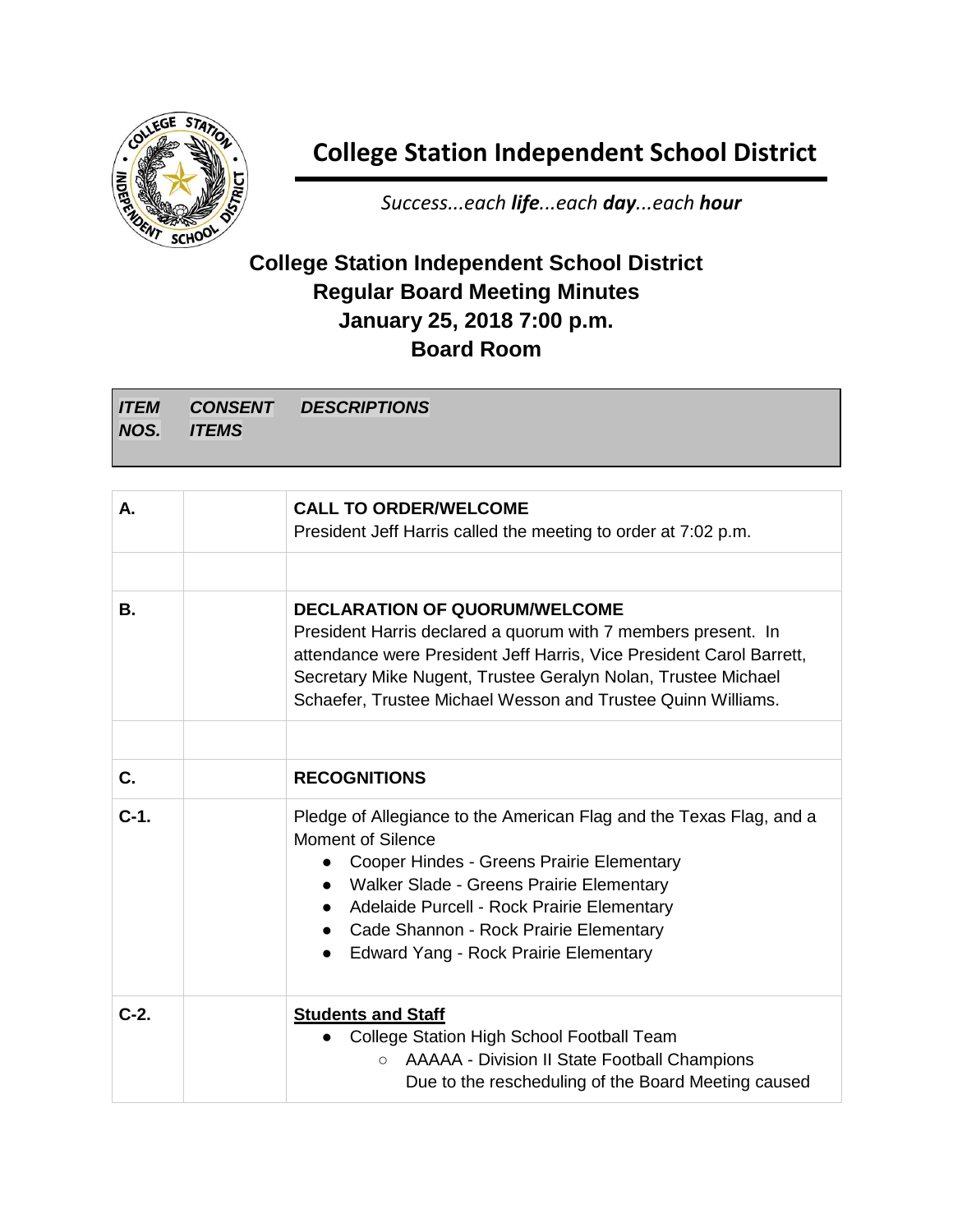# College Station Independent School District

*Success...each **life**...each **day**...each **hour***

## College Station Independent School District
## Regular Board Meeting Minutes
## January 25, 2018 7:00 p.m.
## Board Room

| ***ITEM NOS.*** | ***CONSENT ITEMS*** | ***DESCRIPTIONS*** |
|---|---|---|
| **A.** | | **CALL TO ORDER/WELCOME**<br>President Jeff Harris called the meeting to order at 7:02 p.m. |
| | | |
| **B.** | | **DECLARATION OF QUORUM/WELCOME**<br>President Harris declared a quorum with 7 members present. In attendance were President Jeff Harris, Vice President Carol Barrett, Secretary Mike Nugent, Trustee Geralyn Nolan, Trustee Michael Schaefer, Trustee Michael Wesson and Trustee Quinn Williams. |
| | | |
| **C.** | | **RECOGNITIONS** |
| **C-1.** | | Pledge of Allegiance to the American Flag and the Texas Flag, and a Moment of Silence<br>● Cooper Hindes - Greens Prairie Elementary<br>● Walker Slade - Greens Prairie Elementary<br>● Adelaide Purcell - Rock Prairie Elementary<br>● Cade Shannon - Rock Prairie Elementary<br>● Edward Yang - Rock Prairie Elementary |
| **C-2.** | | **<u>Students and Staff</u>**<br>● College Station High School Football Team<br>○ AAAAA - Division II State Football Champions<br>Due to the rescheduling of the Board Meeting caused |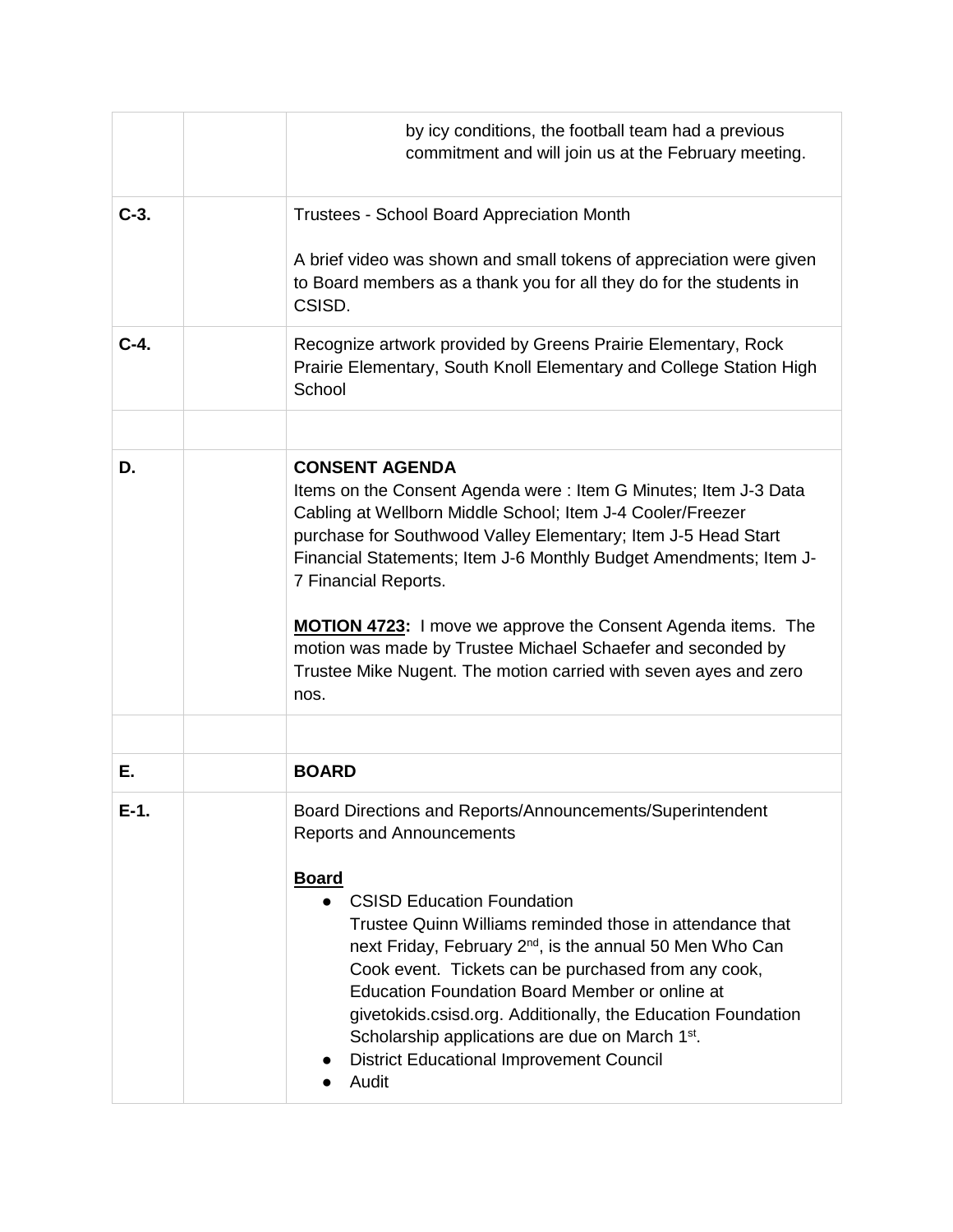| | | |
|---|---|---|
| | | by icy conditions, the football team had a previous commitment and will join us at the February meeting. |
| **C-3.** | | Trustees - School Board Appreciation Month<br><br>A brief video was shown and small tokens of appreciation were given to Board members as a thank you for all they do for the students in CSISD. |
| **C-4.** | | Recognize artwork provided by Greens Prairie Elementary, Rock Prairie Elementary, South Knoll Elementary and College Station High School |
| | | |
| **D.** | | **CONSENT AGENDA**<br>Items on the Consent Agenda were : Item G Minutes; Item J-3 Data Cabling at Wellborn Middle School; Item J-4 Cooler/Freezer purchase for Southwood Valley Elementary; Item J-5 Head Start Financial Statements; Item J-6 Monthly Budget Amendments; Item J-7 Financial Reports.<br><br>**MOTION 4723:** I move we approve the Consent Agenda items. The motion was made by Trustee Michael Schaefer and seconded by Trustee Mike Nugent. The motion carried with seven ayes and zero nos. |
| | | |
| **E.** | | **BOARD** |
| **E-1.** | | Board Directions and Reports/Announcements/Superintendent Reports and Announcements<br><br>**Board**<br>● CSISD Education Foundation<br>Trustee Quinn Williams reminded those in attendance that next Friday, February 2nd, is the annual 50 Men Who Can Cook event. Tickets can be purchased from any cook, Education Foundation Board Member or online at givetokids.csisd.org. Additionally, the Education Foundation Scholarship applications are due on March 1st.<br>● District Educational Improvement Council<br>● Audit |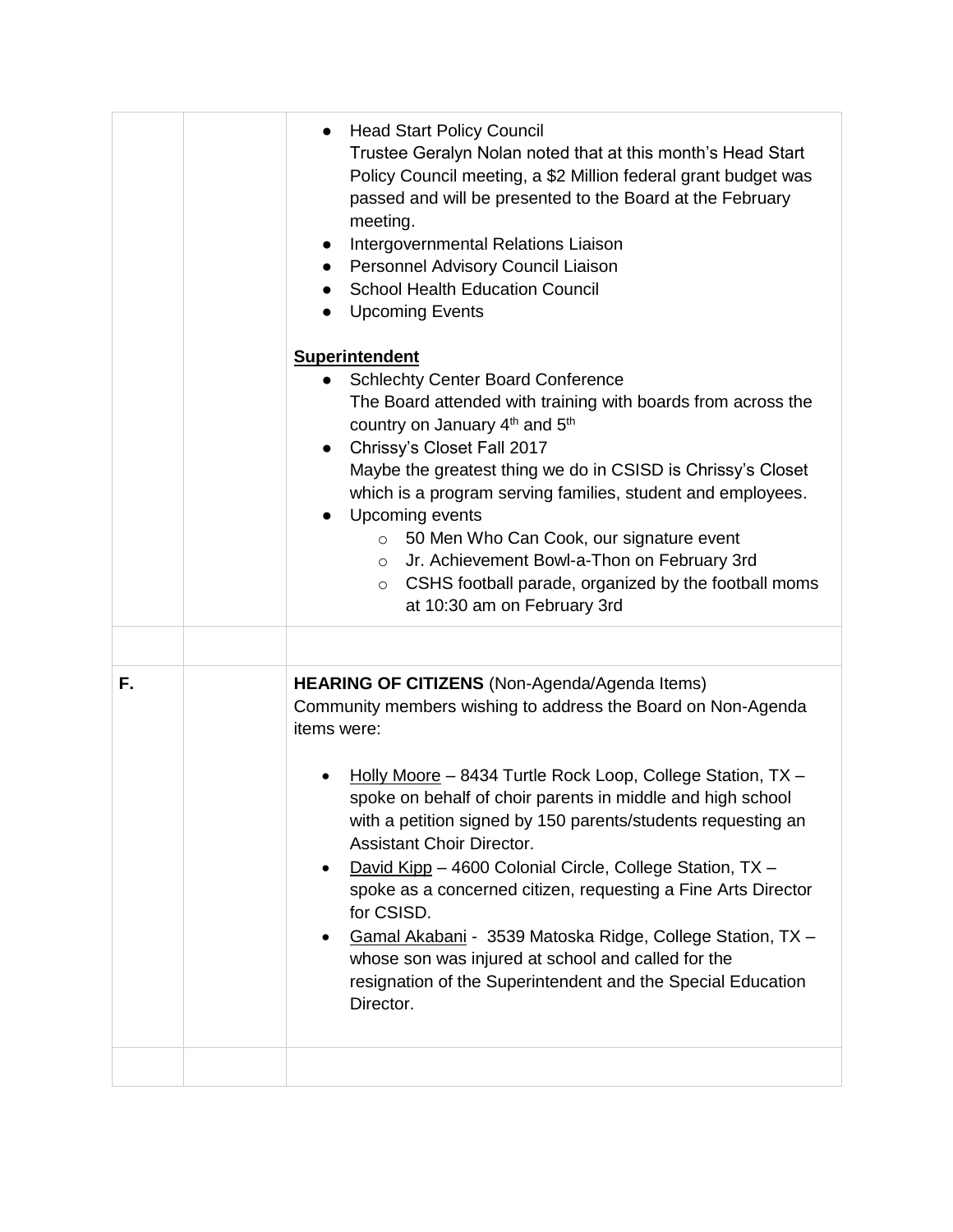| | | |
|---|---|---|
| | | • Head Start Policy Council<br>Trustee Geralyn Nolan noted that at this month's Head Start Policy Council meeting, a $2 Million federal grant budget was passed and will be presented to the Board at the February meeting.<br>• Intergovernmental Relations Liaison<br>• Personnel Advisory Council Liaison<br>• School Health Education Council<br>• Upcoming Events<br><br>**<u>Superintendent</u>**<br>• Schlechty Center Board Conference<br>The Board attended with training with boards from across the country on January 4th and 5th<br>• Chrissy's Closet Fall 2017<br>Maybe the greatest thing we do in CSISD is Chrissy's Closet which is a program serving families, student and employees.<br>• Upcoming events<br>&nbsp;&nbsp;&nbsp;&nbsp;○ 50 Men Who Can Cook, our signature event<br>&nbsp;&nbsp;&nbsp;&nbsp;○ Jr. Achievement Bowl-a-Thon on February 3rd<br>&nbsp;&nbsp;&nbsp;&nbsp;○ CSHS football parade, organized by the football moms at 10:30 am on February 3rd |
| | | |
| **F.** | | **HEARING OF CITIZENS** (Non-Agenda/Agenda Items)<br>Community members wishing to address the Board on Non-Agenda items were:<br><br>• <u>Holly Moore</u> – 8434 Turtle Rock Loop, College Station, TX – spoke on behalf of choir parents in middle and high school with a petition signed by 150 parents/students requesting an Assistant Choir Director.<br>• <u>David Kipp</u> – 4600 Colonial Circle, College Station, TX – spoke as a concerned citizen, requesting a Fine Arts Director for CSISD.<br>• <u>Gamal Akabani</u> - 3539 Matoska Ridge, College Station, TX – whose son was injured at school and called for the resignation of the Superintendent and the Special Education Director. |
| | | |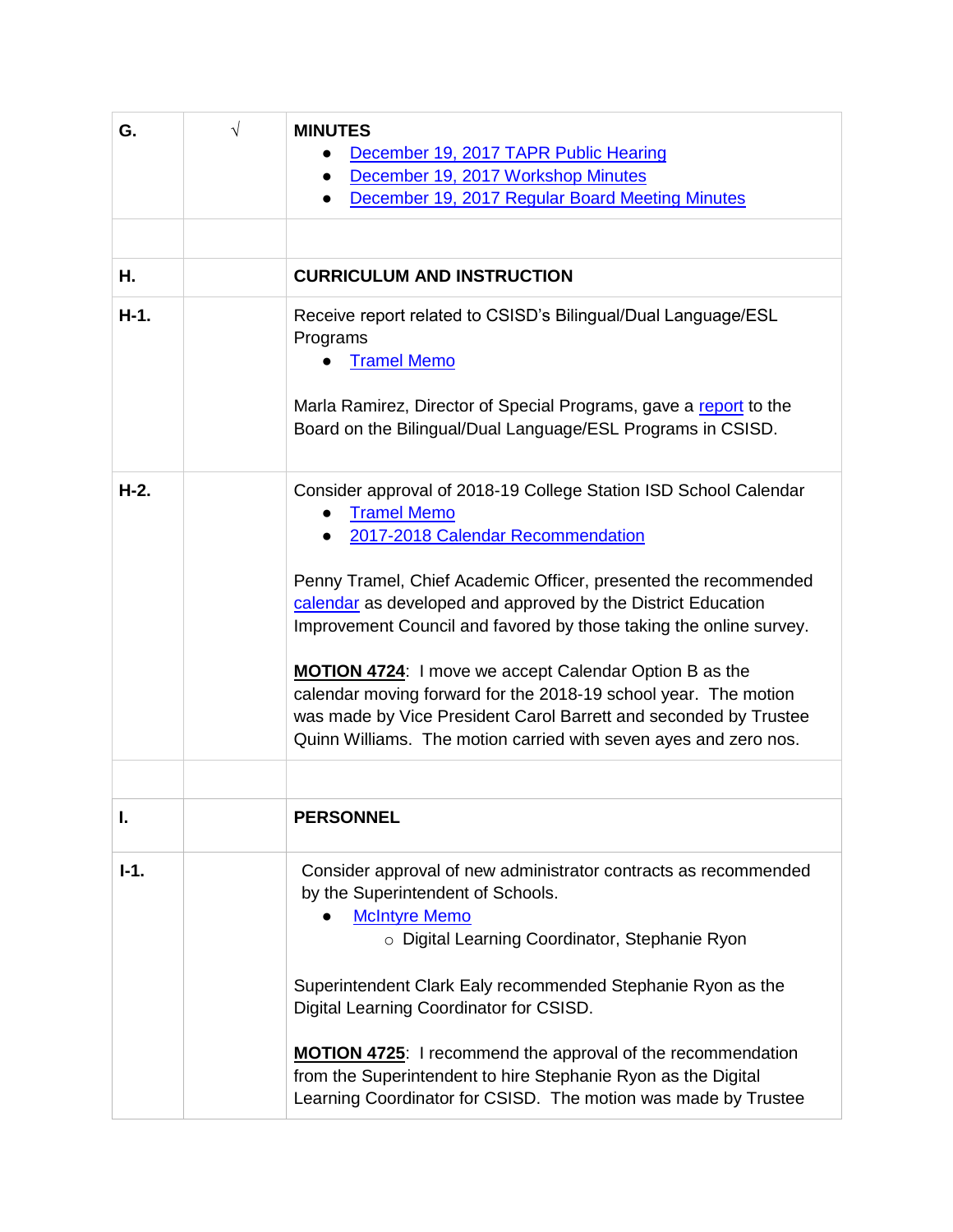| G. | √ | **MINUTES**<br>● December 19, 2017 TAPR Public Hearing<br>● December 19, 2017 Workshop Minutes<br>● December 19, 2017 Regular Board Meeting Minutes |
|---|---|---|
| | | |
| **H.** | | **CURRICULUM AND INSTRUCTION** |
| **H-1.** | | Receive report related to CSISD's Bilingual/Dual Language/ESL Programs<br>● Tramel Memo<br><br>Marla Ramirez, Director of Special Programs, gave a report to the Board on the Bilingual/Dual Language/ESL Programs in CSISD. |
| **H-2.** | | Consider approval of 2018-19 College Station ISD School Calendar<br>● Tramel Memo<br>● 2017-2018 Calendar Recommendation<br><br>Penny Tramel, Chief Academic Officer, presented the recommended calendar as developed and approved by the District Education Improvement Council and favored by those taking the online survey.<br><br>**MOTION 4724**: I move we accept Calendar Option B as the calendar moving forward for the 2018-19 school year. The motion was made by Vice President Carol Barrett and seconded by Trustee Quinn Williams. The motion carried with seven ayes and zero nos. |
| | | |
| **I.** | | **PERSONNEL** |
| **I-1.** | | Consider approval of new administrator contracts as recommended by the Superintendent of Schools.<br>● McIntyre Memo<br>○ Digital Learning Coordinator, Stephanie Ryon<br><br>Superintendent Clark Ealy recommended Stephanie Ryon as the Digital Learning Coordinator for CSISD.<br><br>**MOTION 4725**: I recommend the approval of the recommendation from the Superintendent to hire Stephanie Ryon as the Digital Learning Coordinator for CSISD. The motion was made by Trustee |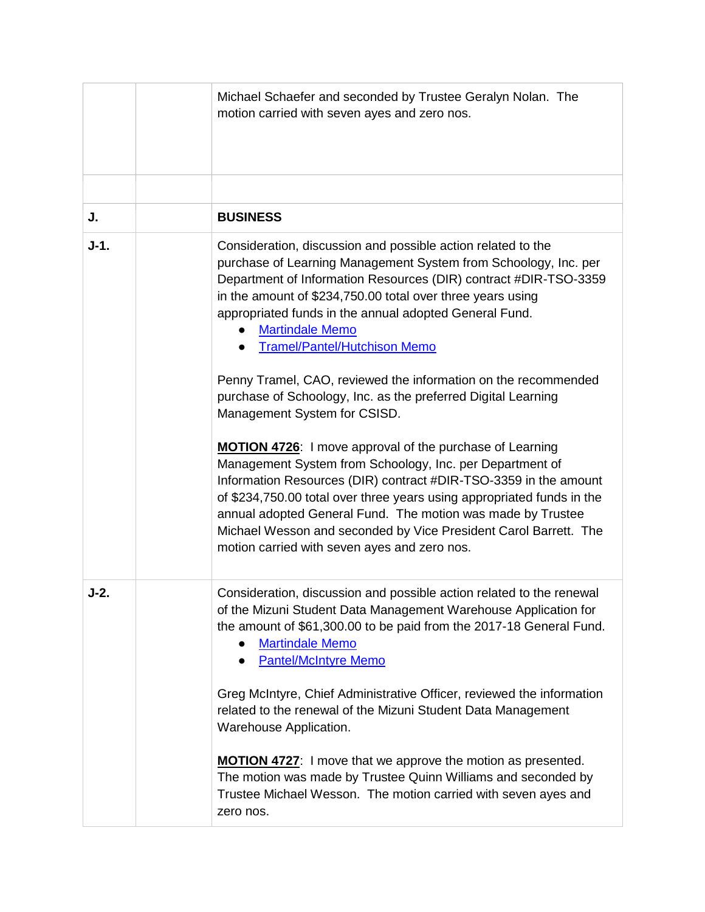| | | |
|---|---|---|
| | | Michael Schaefer and seconded by Trustee Geralyn Nolan. The motion carried with seven ayes and zero nos. |
| | | |
| **J.** | | **BUSINESS** |
| **J-1.** | | Consideration, discussion and possible action related to the purchase of Learning Management System from Schoology, Inc. per Department of Information Resources (DIR) contract #DIR-TSO-3359 in the amount of $234,750.00 total over three years using appropriated funds in the annual adopted General Fund.<br>• Martindale Memo<br>• Tramel/Pantel/Hutchison Memo<br><br>Penny Tramel, CAO, reviewed the information on the recommended purchase of Schoology, Inc. as the preferred Digital Learning Management System for CSISD.<br><br>**MOTION 4726**: I move approval of the purchase of Learning Management System from Schoology, Inc. per Department of Information Resources (DIR) contract #DIR-TSO-3359 in the amount of $234,750.00 total over three years using appropriated funds in the annual adopted General Fund. The motion was made by Trustee Michael Wesson and seconded by Vice President Carol Barrett. The motion carried with seven ayes and zero nos. |
| **J-2.** | | Consideration, discussion and possible action related to the renewal of the Mizuni Student Data Management Warehouse Application for the amount of $61,300.00 to be paid from the 2017-18 General Fund.<br>• Martindale Memo<br>• Pantel/McIntyre Memo<br><br>Greg McIntyre, Chief Administrative Officer, reviewed the information related to the renewal of the Mizuni Student Data Management Warehouse Application.<br><br>**MOTION 4727**: I move that we approve the motion as presented. The motion was made by Trustee Quinn Williams and seconded by Trustee Michael Wesson. The motion carried with seven ayes and zero nos. |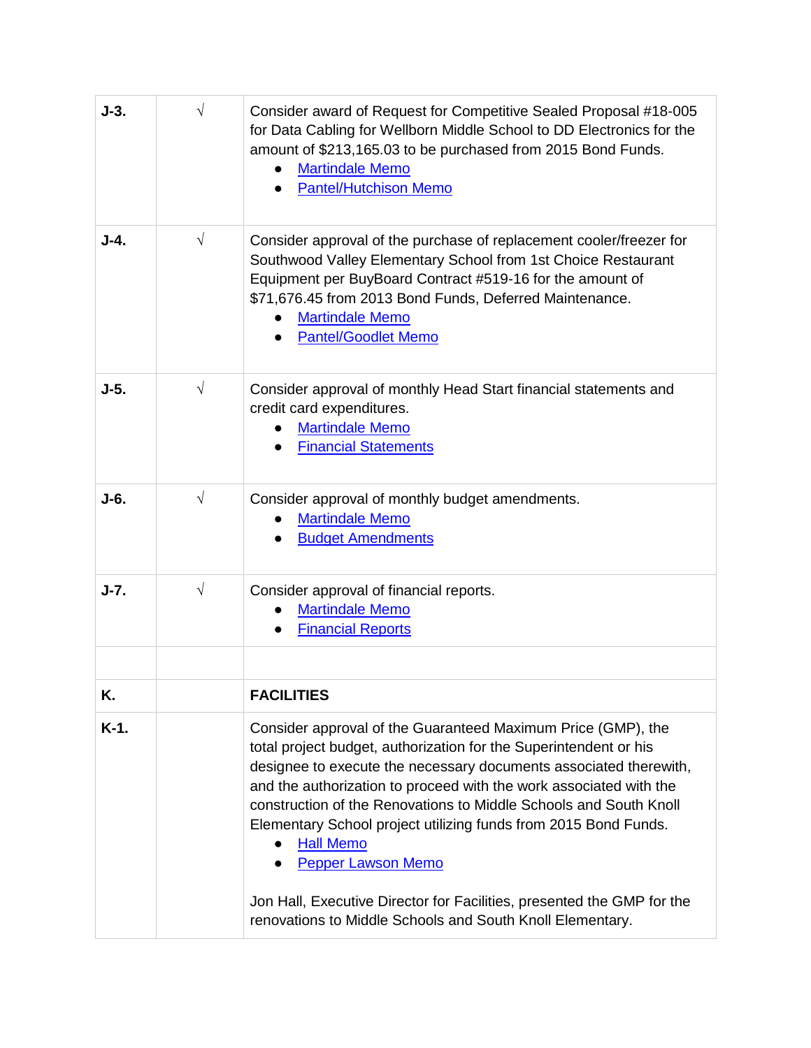| | | |
|---|---|---|
| **J-3.** | √ | Consider award of Request for Competitive Sealed Proposal #18-005 for Data Cabling for Wellborn Middle School to DD Electronics for the amount of $213,165.03 to be purchased from 2015 Bond Funds.<br>• Martindale Memo<br>• Pantel/Hutchison Memo |
| **J-4.** | √ | Consider approval of the purchase of replacement cooler/freezer for Southwood Valley Elementary School from 1st Choice Restaurant Equipment per BuyBoard Contract #519-16 for the amount of $71,676.45 from 2013 Bond Funds, Deferred Maintenance.<br>• Martindale Memo<br>• Pantel/Goodlet Memo |
| **J-5.** | √ | Consider approval of monthly Head Start financial statements and credit card expenditures.<br>• Martindale Memo<br>• Financial Statements |
| **J-6.** | √ | Consider approval of monthly budget amendments.<br>• Martindale Memo<br>• Budget Amendments |
| **J-7.** | √ | Consider approval of financial reports.<br>• Martindale Memo<br>• Financial Reports |
| | | |
| **K.** | | **FACILITIES** |
| **K-1.** | | Consider approval of the Guaranteed Maximum Price (GMP), the total project budget, authorization for the Superintendent or his designee to execute the necessary documents associated therewith, and the authorization to proceed with the work associated with the construction of the Renovations to Middle Schools and South Knoll Elementary School project utilizing funds from 2015 Bond Funds.<br>• Hall Memo<br>• Pepper Lawson Memo<br><br>Jon Hall, Executive Director for Facilities, presented the GMP for the renovations to Middle Schools and South Knoll Elementary. |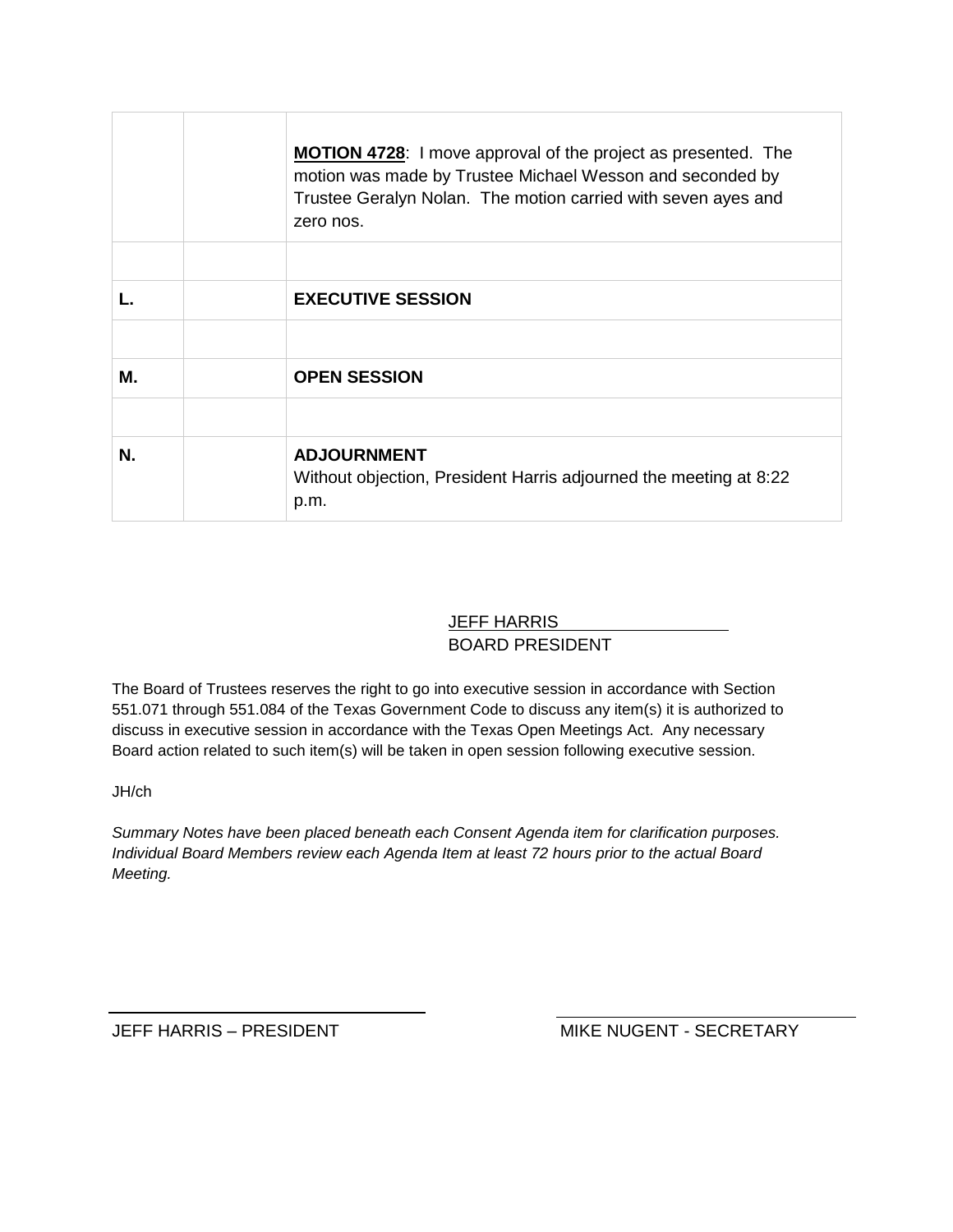| | | |
|---|---|---|
| | | **MOTION 4728**: I move approval of the project as presented. The motion was made by Trustee Michael Wesson and seconded by Trustee Geralyn Nolan. The motion carried with seven ayes and zero nos. |
| | | |
| **L.** | | **EXECUTIVE SESSION** |
| | | |
| **M.** | | **OPEN SESSION** |
| | | |
| **N.** | | **ADJOURNMENT**<br>Without objection, President Harris adjourned the meeting at 8:22 p.m. |

JEFF HARRIS
BOARD PRESIDENT

The Board of Trustees reserves the right to go into executive session in accordance with Section 551.071 through 551.084 of the Texas Government Code to discuss any item(s) it is authorized to discuss in executive session in accordance with the Texas Open Meetings Act. Any necessary Board action related to such item(s) will be taken in open session following executive session.

JH/ch

*Summary Notes have been placed beneath each Consent Agenda item for clarification purposes. Individual Board Members review each Agenda Item at least 72 hours prior to the actual Board Meeting.*

JEFF HARRIS – PRESIDENT

MIKE NUGENT - SECRETARY